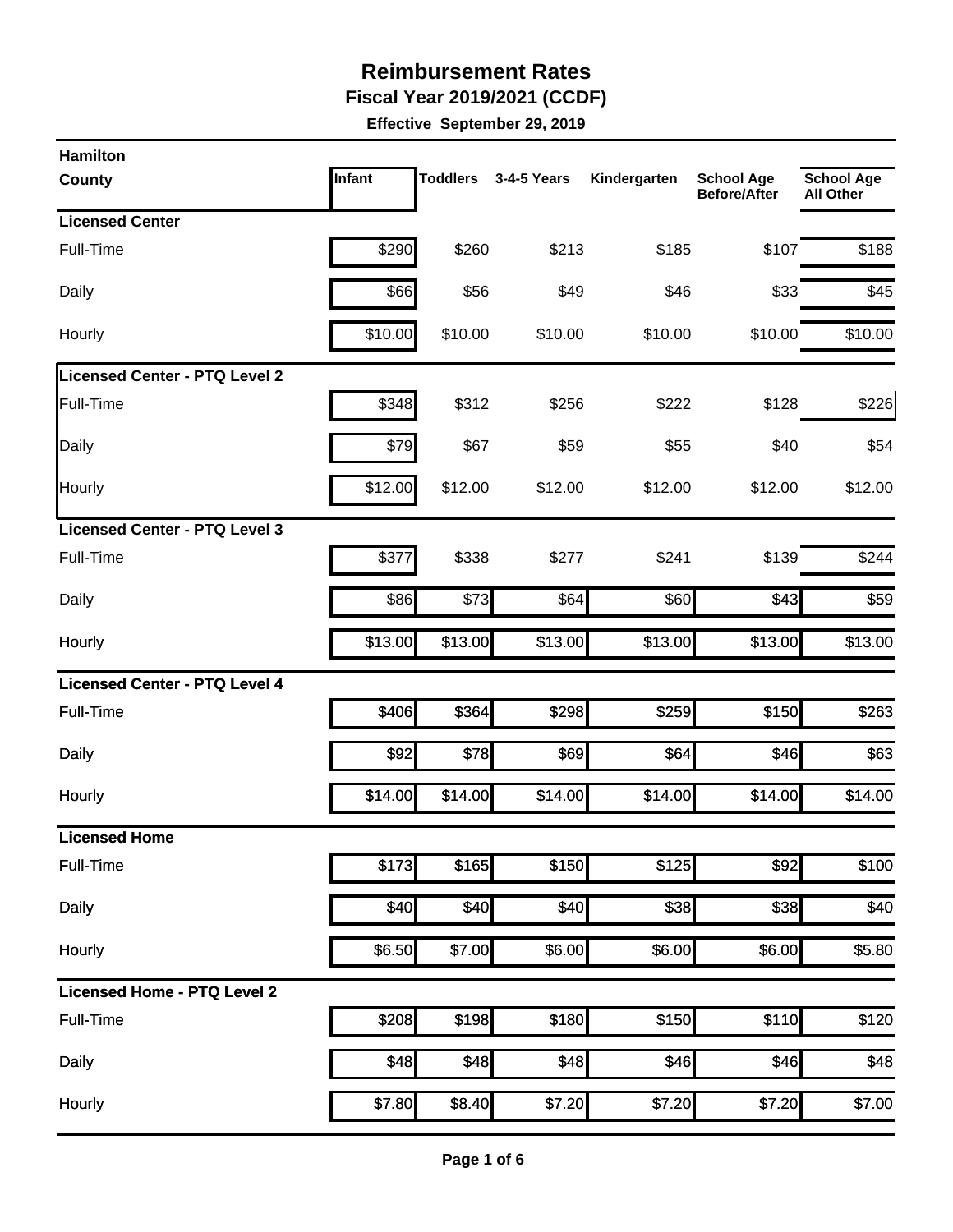# Reimbursement Rates

## Fiscal Year 2019/2021 (CCDF)

**Effective September 29, 2019**

| Hamilton County | Infant | Toddlers | 3-4-5 Years | Kindergarten | School Age Before/After | School Age All Other |
|---|---|---|---|---|---|---|
| **Licensed Center** | | | | | | |
| Full-Time | $290 | $260 | $213 | $185 | $107 | $188 |
| Daily | $66 | $56 | $49 | $46 | $33 | $45 |
| Hourly | $10.00 | $10.00 | $10.00 | $10.00 | $10.00 | $10.00 |
| **Licensed Center - PTQ Level 2** | | | | | | |
| Full-Time | $348 | $312 | $256 | $222 | $128 | $226 |
| Daily | $79 | $67 | $59 | $55 | $40 | $54 |
| Hourly | $12.00 | $12.00 | $12.00 | $12.00 | $12.00 | $12.00 |
| **Licensed Center - PTQ Level 3** | | | | | | |
| Full-Time | $377 | $338 | $277 | $241 | $139 | $244 |
| Daily | $86 | $73 | $64 | $60 | $43 | $59 |
| Hourly | $13.00 | $13.00 | $13.00 | $13.00 | $13.00 | $13.00 |
| **Licensed Center - PTQ Level 4** | | | | | | |
| Full-Time | $406 | $364 | $298 | $259 | $150 | $263 |
| Daily | $92 | $78 | $69 | $64 | $46 | $63 |
| Hourly | $14.00 | $14.00 | $14.00 | $14.00 | $14.00 | $14.00 |
| **Licensed Home** | | | | | | |
| Full-Time | $173 | $165 | $150 | $125 | $92 | $100 |
| Daily | $40 | $40 | $40 | $38 | $38 | $40 |
| Hourly | $6.50 | $7.00 | $6.00 | $6.00 | $6.00 | $5.80 |
| **Licensed Home - PTQ Level 2** | | | | | | |
| Full-Time | $208 | $198 | $180 | $150 | $110 | $120 |
| Daily | $48 | $48 | $48 | $46 | $46 | $48 |
| Hourly | $7.80 | $8.40 | $7.20 | $7.20 | $7.20 | $7.00 |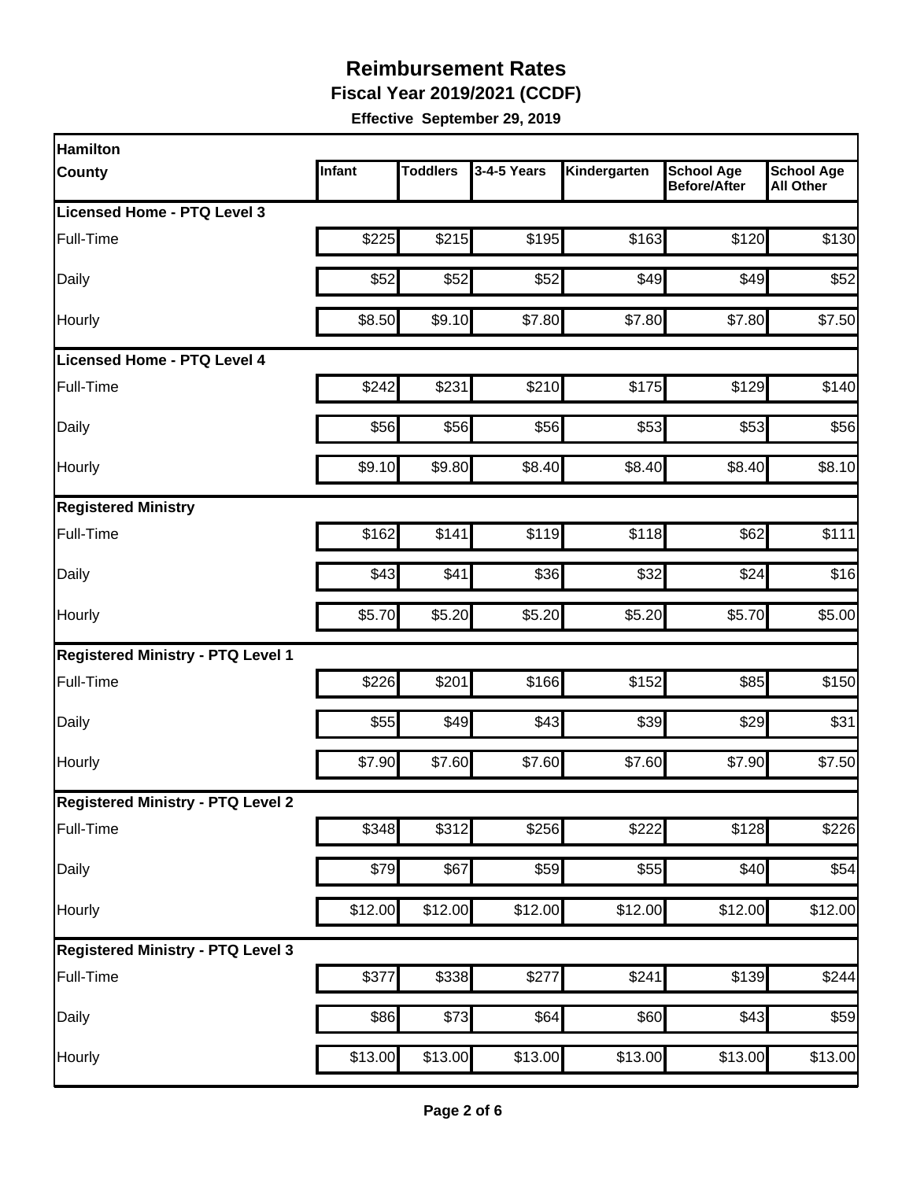# Reimbursement Rates

**Fiscal Year 2019/2021 (CCDF)**

**Effective September 29, 2019**

| Hamilton County | Infant | Toddlers | 3-4-5 Years | Kindergarten | School Age Before/After | School Age All Other |
|---|---|---|---|---|---|---|
| **Licensed Home - PTQ Level 3** | | | | | | |
| Full-Time | $225 | $215 | $195 | $163 | $120 | $130 |
| Daily | $52 | $52 | $52 | $49 | $49 | $52 |
| Hourly | $8.50 | $9.10 | $7.80 | $7.80 | $7.80 | $7.50 |
| **Licensed Home - PTQ Level 4** | | | | | | |
| Full-Time | $242 | $231 | $210 | $175 | $129 | $140 |
| Daily | $56 | $56 | $56 | $53 | $53 | $56 |
| Hourly | $9.10 | $9.80 | $8.40 | $8.40 | $8.40 | $8.10 |
| **Registered Ministry** | | | | | | |
| Full-Time | $162 | $141 | $119 | $118 | $62 | $111 |
| Daily | $43 | $41 | $36 | $32 | $24 | $16 |
| Hourly | $5.70 | $5.20 | $5.20 | $5.20 | $5.70 | $5.00 |
| **Registered Ministry - PTQ Level 1** | | | | | | |
| Full-Time | $226 | $201 | $166 | $152 | $85 | $150 |
| Daily | $55 | $49 | $43 | $39 | $29 | $31 |
| Hourly | $7.90 | $7.60 | $7.60 | $7.60 | $7.90 | $7.50 |
| **Registered Ministry - PTQ Level 2** | | | | | | |
| Full-Time | $348 | $312 | $256 | $222 | $128 | $226 |
| Daily | $79 | $67 | $59 | $55 | $40 | $54 |
| Hourly | $12.00 | $12.00 | $12.00 | $12.00 | $12.00 | $12.00 |
| **Registered Ministry - PTQ Level 3** | | | | | | |
| Full-Time | $377 | $338 | $277 | $241 | $139 | $244 |
| Daily | $86 | $73 | $64 | $60 | $43 | $59 |
| Hourly | $13.00 | $13.00 | $13.00 | $13.00 | $13.00 | $13.00 |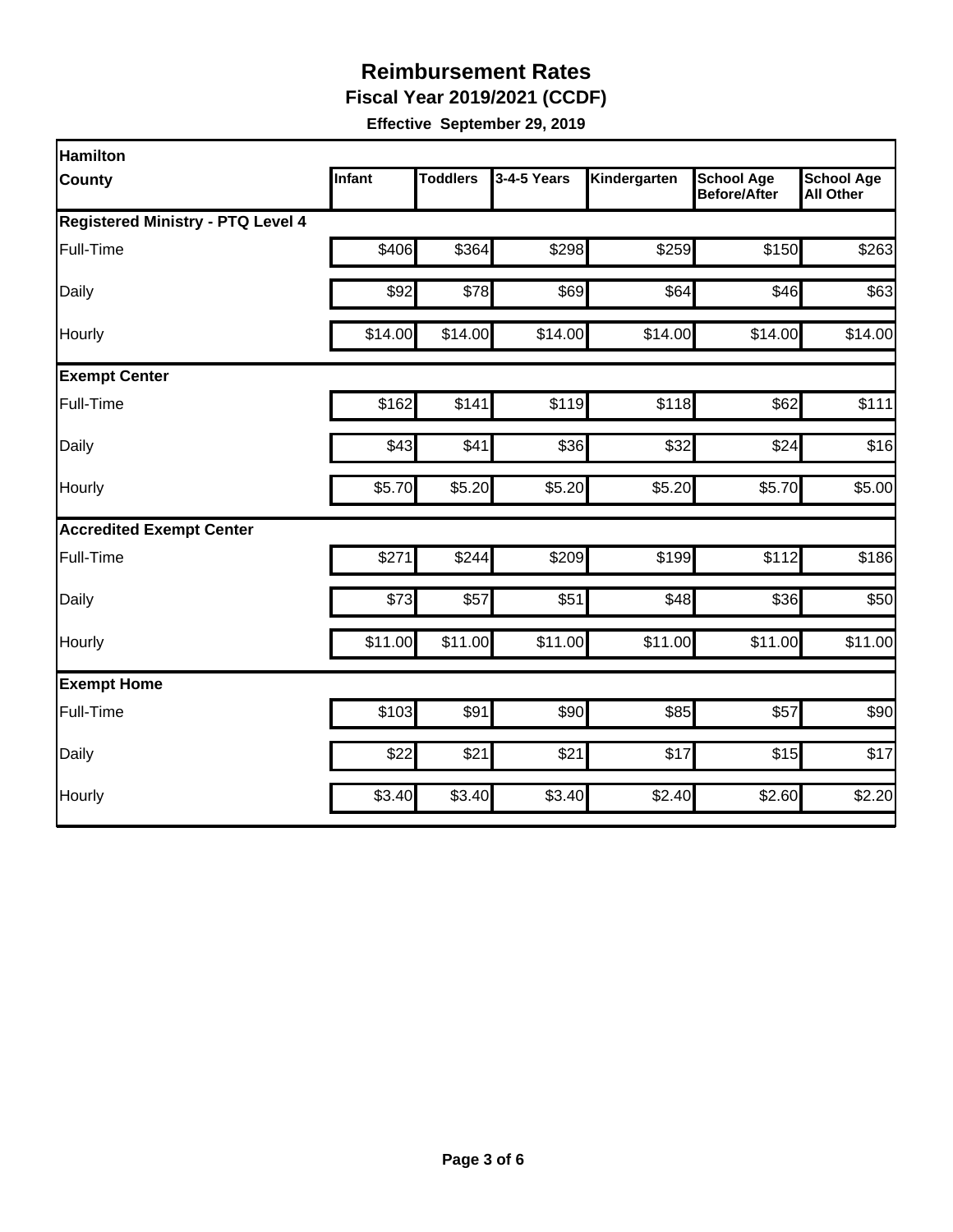# Reimbursement Rates

## Fiscal Year 2019/2021 (CCDF)

**Effective September 29, 2019**

| Hamilton County | Infant | Toddlers | 3-4-5 Years | Kindergarten | School Age Before/After | School Age All Other |
|---|---|---|---|---|---|---|
| **Registered Ministry - PTQ Level 4** | | | | | | |
| Full-Time | $406 | $364 | $298 | $259 | $150 | $263 |
| Daily | $92 | $78 | $69 | $64 | $46 | $63 |
| Hourly | $14.00 | $14.00 | $14.00 | $14.00 | $14.00 | $14.00 |
| **Exempt Center** | | | | | | |
| Full-Time | $162 | $141 | $119 | $118 | $62 | $111 |
| Daily | $43 | $41 | $36 | $32 | $24 | $16 |
| Hourly | $5.70 | $5.20 | $5.20 | $5.20 | $5.70 | $5.00 |
| **Accredited Exempt Center** | | | | | | |
| Full-Time | $271 | $244 | $209 | $199 | $112 | $186 |
| Daily | $73 | $57 | $51 | $48 | $36 | $50 |
| Hourly | $11.00 | $11.00 | $11.00 | $11.00 | $11.00 | $11.00 |
| **Exempt Home** | | | | | | |
| Full-Time | $103 | $91 | $90 | $85 | $57 | $90 |
| Daily | $22 | $21 | $21 | $17 | $15 | $17 |
| Hourly | $3.40 | $3.40 | $3.40 | $2.40 | $2.60 | $2.20 |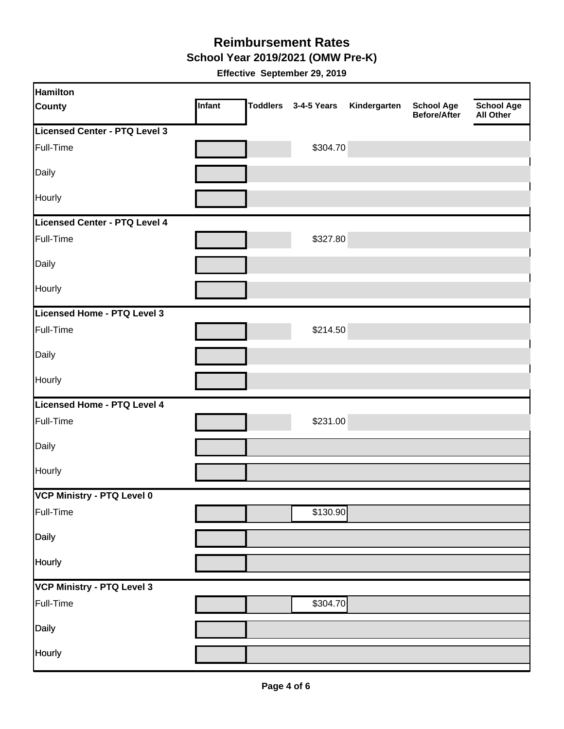# Reimbursement Rates

## School Year 2019/2021 (OMW Pre-K)

**Effective September 29, 2019**

| Hamilton County | Infant | Toddlers | 3-4-5 Years | Kindergarten | School Age Before/After | School Age All Other |
|---|---|---|---|---|---|---|
| **Licensed Center - PTQ Level 3** | | | | | | |
| Full-Time | | | $304.70 | | | |
| Daily | | | | | | |
| Hourly | | | | | | |
| **Licensed Center - PTQ Level 4** | | | | | | |
| Full-Time | | | $327.80 | | | |
| Daily | | | | | | |
| Hourly | | | | | | |
| **Licensed Home - PTQ Level 3** | | | | | | |
| Full-Time | | | $214.50 | | | |
| Daily | | | | | | |
| Hourly | | | | | | |
| **Licensed Home - PTQ Level 4** | | | | | | |
| Full-Time | | | $231.00 | | | |
| Daily | | | | | | |
| Hourly | | | | | | |
| **VCP Ministry - PTQ Level 0** | | | | | | |
| Full-Time | | | $130.90 | | | |
| Daily | | | | | | |
| Hourly | | | | | | |
| **VCP Ministry - PTQ Level 3** | | | | | | |
| Full-Time | | | $304.70 | | | |
| Daily | | | | | | |
| Hourly | | | | | | |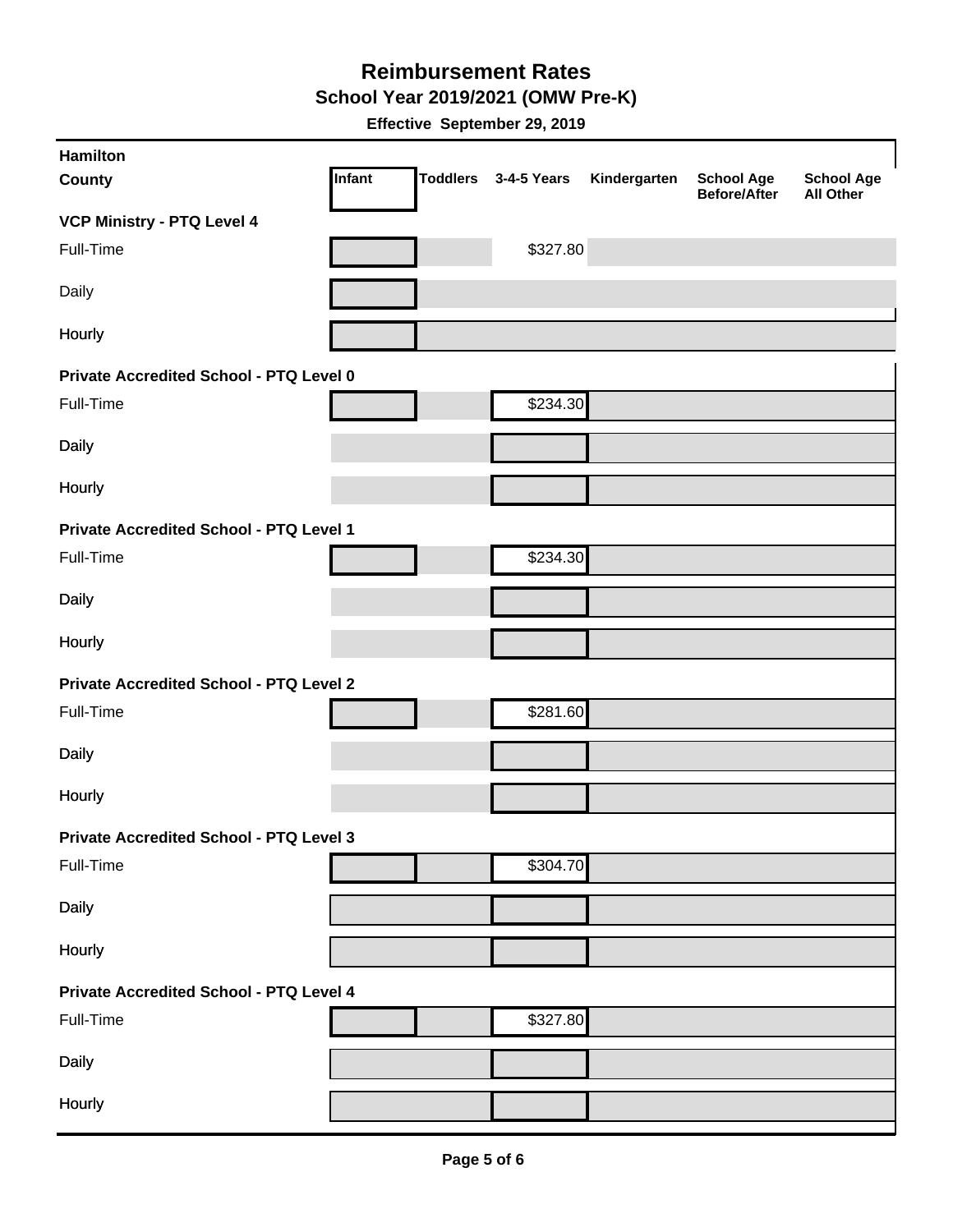# Reimbursement Rates

## School Year 2019/2021 (OMW Pre-K)

**Effective September 29, 2019**

| Hamilton County | Infant | Toddlers | 3-4-5 Years | Kindergarten | School Age Before/After | School Age All Other |
|---|---|---|---|---|---|---|
| **VCP Ministry - PTQ Level 4** | | | | | | |
| Full-Time | | | $327.80 | | | |
| Daily | | | | | | |
| Hourly | | | | | | |
| **Private Accredited School - PTQ Level 0** | | | | | | |
| Full-Time | | | $234.30 | | | |
| Daily | | | | | | |
| Hourly | | | | | | |
| **Private Accredited School - PTQ Level 1** | | | | | | |
| Full-Time | | | $234.30 | | | |
| Daily | | | | | | |
| Hourly | | | | | | |
| **Private Accredited School - PTQ Level 2** | | | | | | |
| Full-Time | | | $281.60 | | | |
| Daily | | | | | | |
| Hourly | | | | | | |
| **Private Accredited School - PTQ Level 3** | | | | | | |
| Full-Time | | | $304.70 | | | |
| Daily | | | | | | |
| Hourly | | | | | | |
| **Private Accredited School - PTQ Level 4** | | | | | | |
| Full-Time | | | $327.80 | | | |
| Daily | | | | | | |
| Hourly | | | | | | |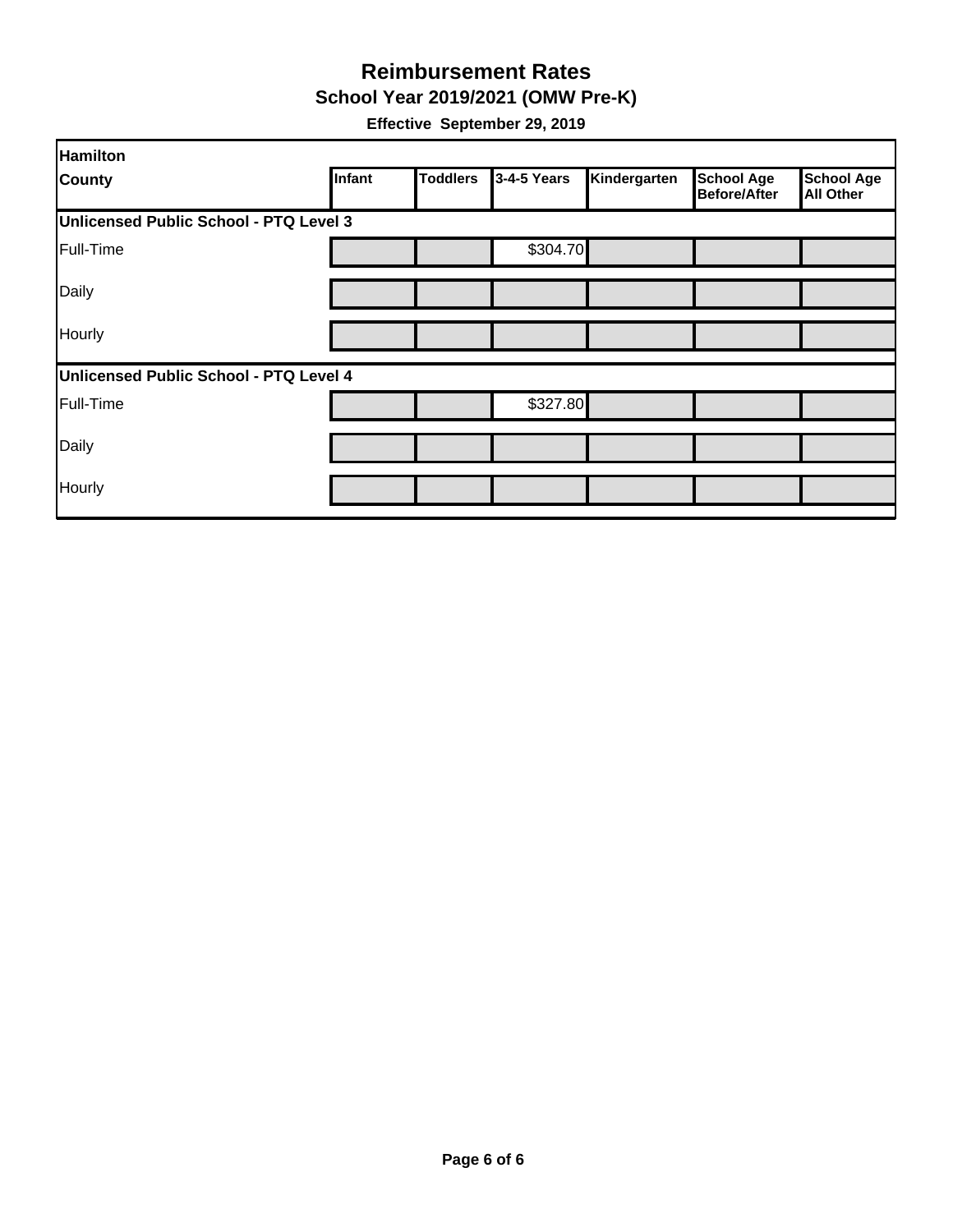# Reimbursement Rates

## School Year 2019/2021 (OMW Pre-K)

**Effective September 29, 2019**

| Hamilton County | Infant | Toddlers | 3-4-5 Years | Kindergarten | School Age Before/After | School Age All Other |
|---|---|---|---|---|---|---|
| **Unlicensed Public School - PTQ Level 3** | | | | | | |
| Full-Time | | | $304.70 | | | |
| Daily | | | | | | |
| Hourly | | | | | | |
| **Unlicensed Public School - PTQ Level 4** | | | | | | |
| Full-Time | | | $327.80 | | | |
| Daily | | | | | | |
| Hourly | | | | | | |